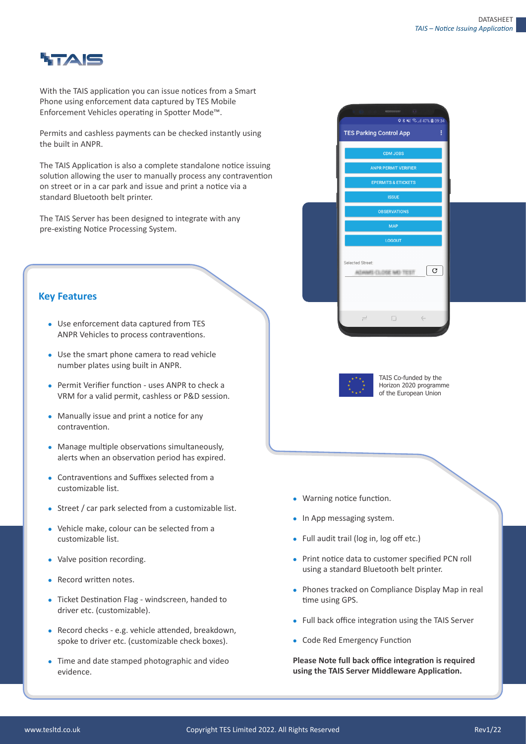# TAIS

With the TAIS application you can issue notices from a Smart Phone using enforcement data captured by TES Mobile Enforcement Vehicles operating in Spotter Mode™.

Permits and cashless payments can be checked instantly using the built in ANPR.

The TAIS Application is also a complete standalone notice issuing solution allowing the user to manually process any contravention on street or in a car park and issue and print a notice via a standard Bluetooth belt printer.

The TAIS Server has been designed to integrate with any pre-existing Notice Processing System.

TAIS Co-funded by the Horizon 2020 programme of the European Union

## Key Features

- Use enforcement data captured from TES ANPR Vehicles to process contraventions.
- Use the smart phone camera to read vehicle number plates using built in ANPR.
- Permit Verifier function - uses ANPR to check a VRM for a valid permit, cashless or P&D session.
- Manually issue and print a notice for any contravention.
- Manage multiple observations simultaneously, alerts when an observation period has expired.
- Contraventions and Suffixes selected from a customizable list.
- Street / car park selected from a customizable list.
- Vehicle make, colour can be selected from a customizable list.
- Valve position recording.
- Record written notes.
- Ticket Destination Flag - windscreen, handed to driver etc. (customizable).
- Record checks - e.g. vehicle attended, breakdown, spoke to driver etc. (customizable check boxes).
- Time and date stamped photographic and video evidence.
- Warning notice function.
- In App messaging system.
- Full audit trail (log in, log off etc.)
- Print notice data to customer specified PCN roll using a standard Bluetooth belt printer.
- Phones tracked on Compliance Display Map in real time using GPS.
- Full back office integration using the TAIS Server
- Code Red Emergency Function

**Please Note full back office integration is required using the TAIS Server Middleware Application.**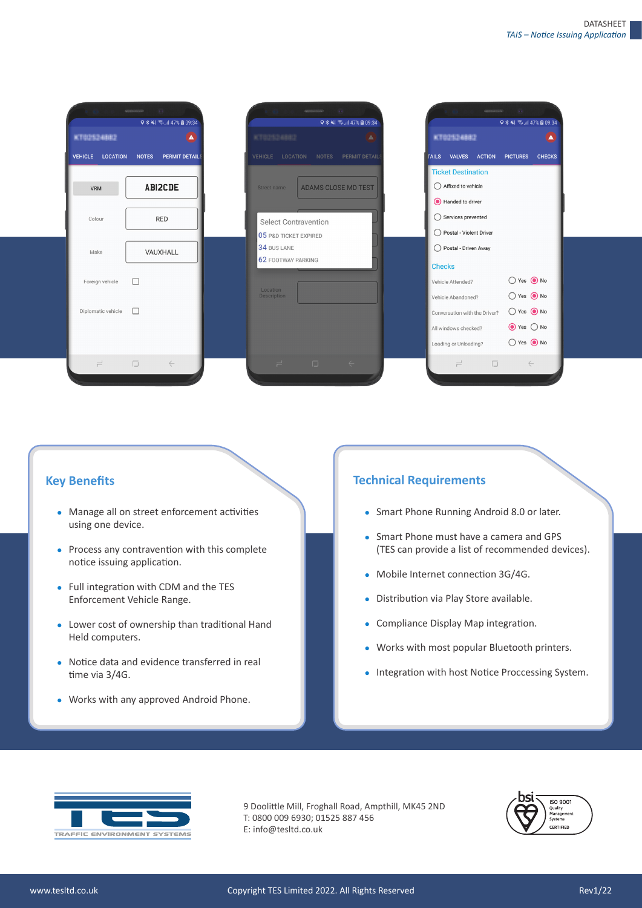## Key Benefits

- Manage all on street enforcement activities using one device.
- Process any contravention with this complete notice issuing application.
- Full integration with CDM and the TES Enforcement Vehicle Range.
- Lower cost of ownership than traditional Hand Held computers.
- Notice data and evidence transferred in real time via 3/4G.
- Works with any approved Android Phone.

## Technical Requirements

- Smart Phone Running Android 8.0 or later.
- Smart Phone must have a camera and GPS (TES can provide a list of recommended devices).
- Mobile Internet connection 3G/4G.
- Distribution via Play Store available.
- Compliance Display Map integration.
- Works with most popular Bluetooth printers.
- Integration with host Notice Proccessing System.

9 Doolittle Mill, Froghall Road, Ampthill, MK45 2ND
T: 0800 009 6930; 01525 887 456
E: info@tesltd.co.uk

www.tesltd.co.uk

Copyright TES Limited 2022. All Rights Reserved

Rev1/22